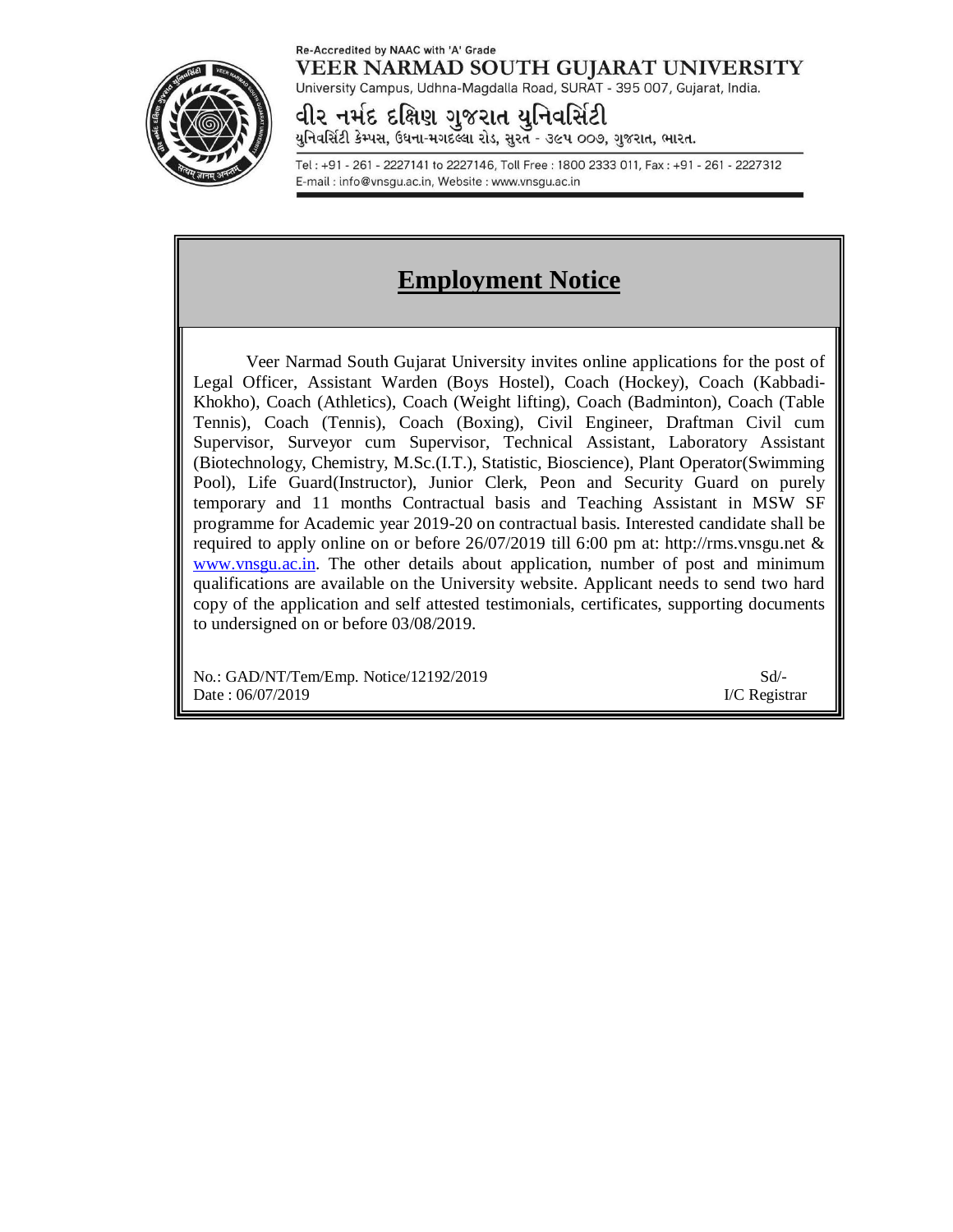Re-Accredited by NAAC with 'A' Grade

**VEER NARMAD SOUTH GUJARAT UNIVERSITY**

University Campus, Udhna-Magdalla Road, SURAT - 395 007, Gujarat, India.

**વીર નર્મદ દક્ષિણ ગુજરાત યુનિવર્સિટી**

યુનિવર્સિટી કેમ્પસ, ઉધના-મગદલ્લા રોડ, સુરત - ૩૯૫ ૦૦૭, ગુજરાત, ભારત.

Tel : +91 - 261 - 2227141 to 2227146, Toll Free : 1800 2333 011, Fax : +91 - 261 - 2227312
E-mail : info@vnsgu.ac.in, Website : www.vnsgu.ac.in

# Employment Notice

Veer Narmad South Gujarat University invites online applications for the post of Legal Officer, Assistant Warden (Boys Hostel), Coach (Hockey), Coach (Kabbadi-Khokho), Coach (Athletics), Coach (Weight lifting), Coach (Badminton), Coach (Table Tennis), Coach (Tennis), Coach (Boxing), Civil Engineer, Draftman Civil cum Supervisor, Surveyor cum Supervisor, Technical Assistant, Laboratory Assistant (Biotechnology, Chemistry, M.Sc.(I.T.), Statistic, Bioscience), Plant Operator(Swimming Pool), Life Guard(Instructor), Junior Clerk, Peon and Security Guard on purely temporary and 11 months Contractual basis and Teaching Assistant in MSW SF programme for Academic year 2019-20 on contractual basis. Interested candidate shall be required to apply online on or before 26/07/2019 till 6:00 pm at: http://rms.vnsgu.net & www.vnsgu.ac.in. The other details about application, number of post and minimum qualifications are available on the University website. Applicant needs to send two hard copy of the application and self attested testimonials, certificates, supporting documents to undersigned on or before 03/08/2019.

No.: GAD/NT/Tem/Emp. Notice/12192/2019
Date : 06/07/2019

Sd/-
I/C Registrar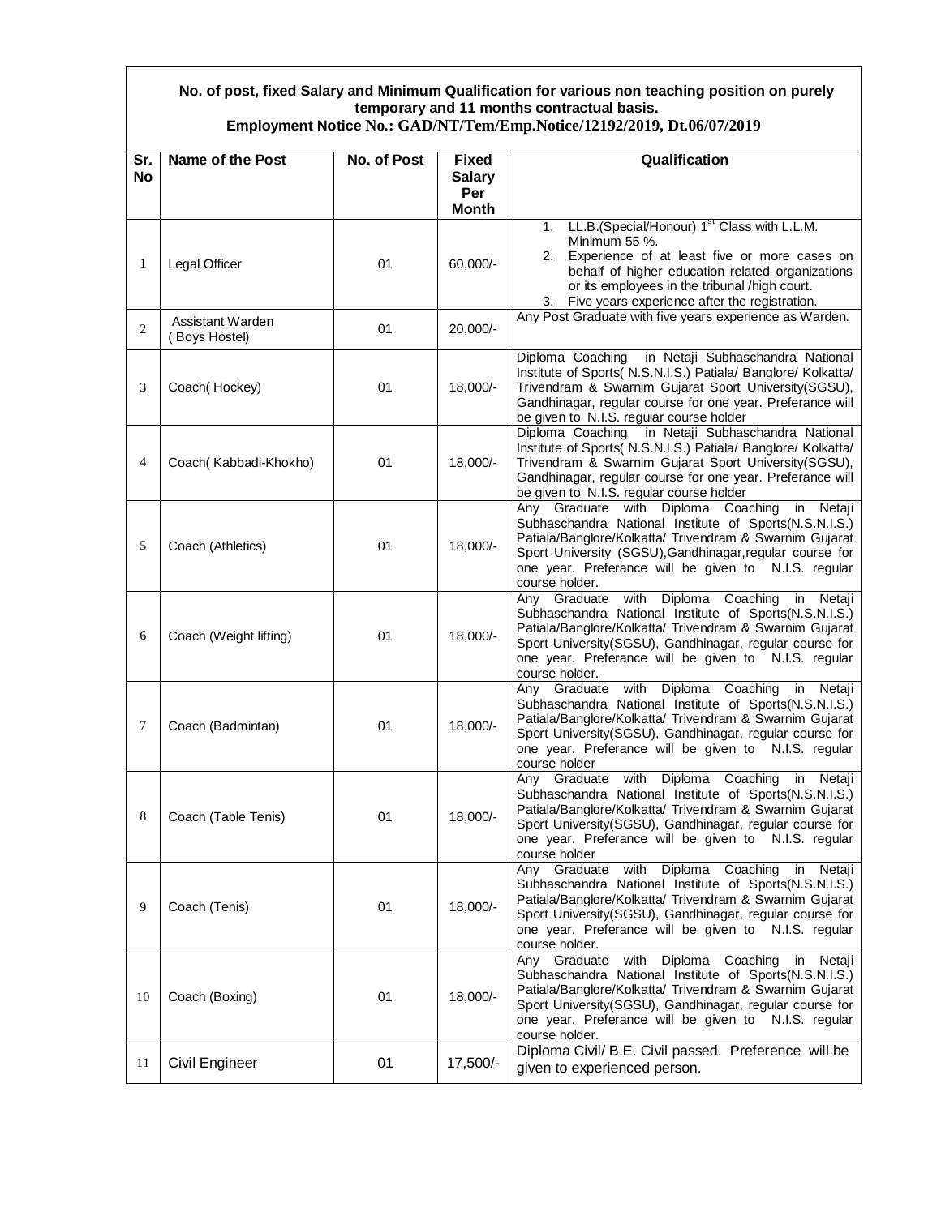**No. of post, fixed Salary and Minimum Qualification for various non teaching position on purely temporary and 11 months contractual basis.**
**Employment Notice No.: GAD/NT/Tem/Emp.Notice/12192/2019, Dt.06/07/2019**

| Sr. No | Name of the Post | No. of Post | Fixed Salary Per Month | Qualification |
|---|---|---|---|---|
| 1 | Legal Officer | 01 | 60,000/- | 1. LL.B.(Special/Honour) 1st Class with L.L.M. Minimum 55 %.<br>2. Experience of at least five or more cases on behalf of higher education related organizations or its employees in the tribunal /high court.<br>3. Five years experience after the registration. |
| 2 | Assistant Warden ( Boys Hostel) | 01 | 20,000/- | Any Post Graduate with five years experience as Warden. |
| 3 | Coach( Hockey) | 01 | 18,000/- | Diploma Coaching in Netaji Subhaschandra National Institute of Sports( N.S.N.I.S.) Patiala/ Banglore/ Kolkatta/ Trivendram & Swarnim Gujarat Sport University(SGSU), Gandhinagar, regular course for one year. Preferance will be given to N.I.S. regular course holder |
| 4 | Coach( Kabbadi-Khokho) | 01 | 18,000/- | Diploma Coaching in Netaji Subhaschandra National Institute of Sports( N.S.N.I.S.) Patiala/ Banglore/ Kolkatta/ Trivendram & Swarnim Gujarat Sport University(SGSU), Gandhinagar, regular course for one year. Preferance will be given to N.I.S. regular course holder |
| 5 | Coach (Athletics) | 01 | 18,000/- | Any Graduate with Diploma Coaching in Netaji Subhaschandra National Institute of Sports(N.S.N.I.S.) Patiala/Banglore/Kolkatta/ Trivendram & Swarnim Gujarat Sport University (SGSU),Gandhinagar,regular course for one year. Preferance will be given to N.I.S. regular course holder. |
| 6 | Coach (Weight lifting) | 01 | 18,000/- | Any Graduate with Diploma Coaching in Netaji Subhaschandra National Institute of Sports(N.S.N.I.S.) Patiala/Banglore/Kolkatta/ Trivendram & Swarnim Gujarat Sport University(SGSU), Gandhinagar, regular course for one year. Preferance will be given to N.I.S. regular course holder. |
| 7 | Coach (Badmintan) | 01 | 18,000/- | Any Graduate with Diploma Coaching in Netaji Subhaschandra National Institute of Sports(N.S.N.I.S.) Patiala/Banglore/Kolkatta/ Trivendram & Swarnim Gujarat Sport University(SGSU), Gandhinagar, regular course for one year. Preferance will be given to N.I.S. regular course holder |
| 8 | Coach (Table Tenis) | 01 | 18,000/- | Any Graduate with Diploma Coaching in Netaji Subhaschandra National Institute of Sports(N.S.N.I.S.) Patiala/Banglore/Kolkatta/ Trivendram & Swarnim Gujarat Sport University(SGSU), Gandhinagar, regular course for one year. Preferance will be given to N.I.S. regular course holder |
| 9 | Coach (Tenis) | 01 | 18,000/- | Any Graduate with Diploma Coaching in Netaji Subhaschandra National Institute of Sports(N.S.N.I.S.) Patiala/Banglore/Kolkatta/ Trivendram & Swarnim Gujarat Sport University(SGSU), Gandhinagar, regular course for one year. Preferance will be given to N.I.S. regular course holder. |
| 10 | Coach (Boxing) | 01 | 18,000/- | Any Graduate with Diploma Coaching in Netaji Subhaschandra National Institute of Sports(N.S.N.I.S.) Patiala/Banglore/Kolkatta/ Trivendram & Swarnim Gujarat Sport University(SGSU), Gandhinagar, regular course for one year. Preferance will be given to N.I.S. regular course holder. |
| 11 | Civil Engineer | 01 | 17,500/- | Diploma Civil/ B.E. Civil passed. Preference will be given to experienced person. |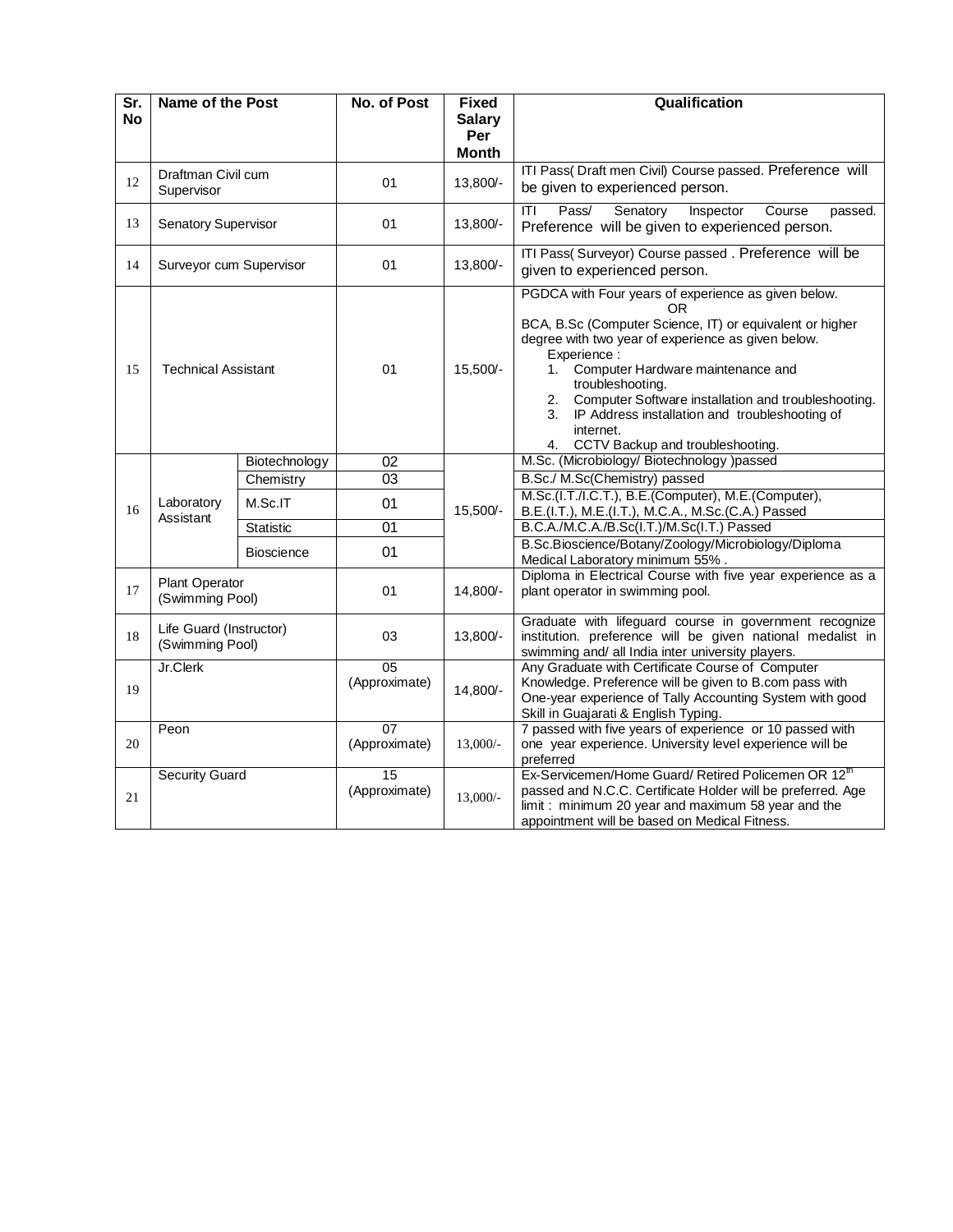| Sr. No | Name of the Post | | No. of Post | Fixed Salary Per Month | Qualification |
|---|---|---|---|---|---|
| 12 | Draftman Civil cum Supervisor | | 01 | 13,800/- | ITI Pass( Draft men Civil) Course passed. Preference will be given to experienced person. |
| 13 | Senatory Supervisor | | 01 | 13,800/- | ITI Pass/ Senatory Inspector Course passed. Preference will be given to experienced person. |
| 14 | Surveyor cum Supervisor | | 01 | 13,800/- | ITI Pass( Surveyor) Course passed . Preference will be given to experienced person. |
| 15 | Technical Assistant | | 01 | 15,500/- | PGDCA with Four years of experience as given below.<br>OR<br>BCA, B.Sc (Computer Science, IT) or equivalent or higher degree with two year of experience as given below.<br>Experience :<br>1. Computer Hardware maintenance and troubleshooting.<br>2. Computer Software installation and troubleshooting.<br>3. IP Address installation and troubleshooting of internet.<br>4. CCTV Backup and troubleshooting. |
| 16 | Laboratory Assistant | Biotechnology | 02 | 15,500/- | M.Sc. (Microbiology/ Biotechnology )passed |
| | | Chemistry | 03 | | B.Sc./ M.Sc(Chemistry) passed |
| | | M.Sc.IT | 01 | | M.Sc.(I.T./I.C.T.), B.E.(Computer), M.E.(Computer), B.E.(I.T.), M.E.(I.T.), M.C.A., M.Sc.(C.A.) Passed |
| | | Statistic | 01 | | B.C.A./M.C.A./B.Sc(I.T.)/M.Sc(I.T.) Passed |
| | | Bioscience | 01 | | B.Sc.Bioscience/Botany/Zoology/Microbiology/Diploma Medical Laboratory minimum 55% . |
| 17 | Plant Operator (Swimming Pool) | | 01 | 14,800/- | Diploma in Electrical Course with five year experience as a plant operator in swimming pool. |
| 18 | Life Guard (Instructor) (Swimming Pool) | | 03 | 13,800/- | Graduate with lifeguard course in government recognize institution. preference will be given national medalist in swimming and/ all India inter university players. |
| 19 | Jr.Clerk | | 05 (Approximate) | 14,800/- | Any Graduate with Certificate Course of Computer Knowledge. Preference will be given to B.com pass with One-year experience of Tally Accounting System with good Skill in Guajarati & English Typing. |
| 20 | Peon | | 07 (Approximate) | 13,000/- | 7 passed with five years of experience or 10 passed with one year experience. University level experience will be preferred |
| 21 | Security Guard | | 15 (Approximate) | 13,000/- | Ex-Servicemen/Home Guard/ Retired Policemen OR 12th passed and N.C.C. Certificate Holder will be preferred. Age limit : minimum 20 year and maximum 58 year and the appointment will be based on Medical Fitness. |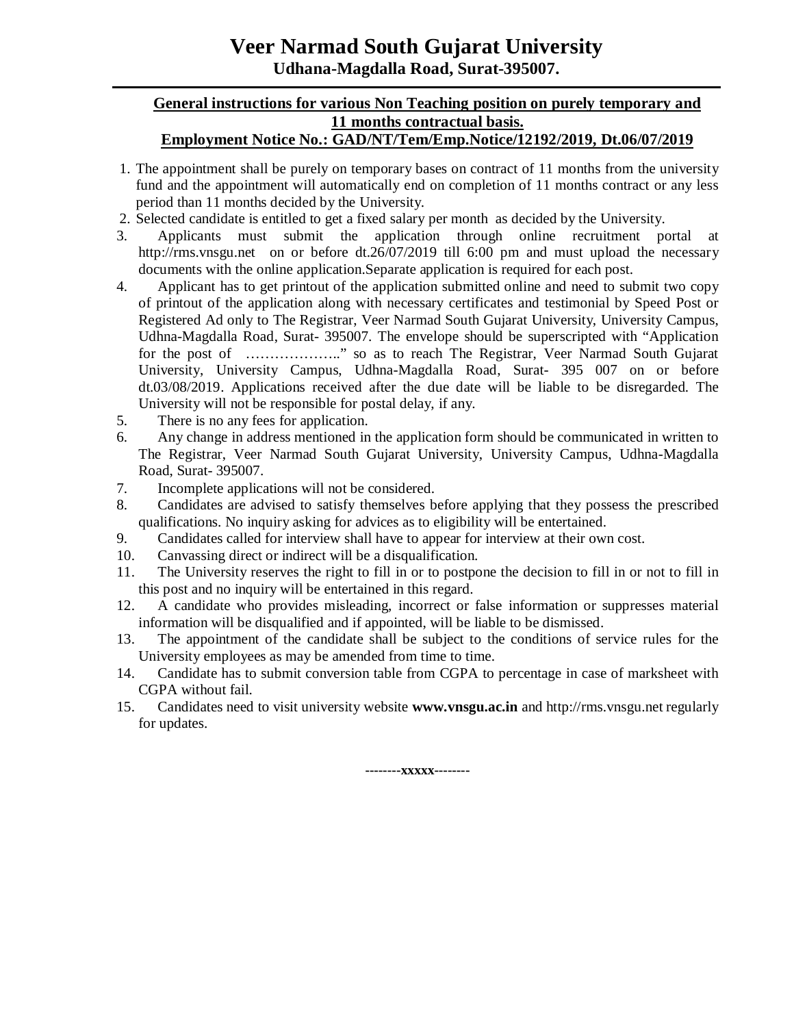# Veer Narmad South Gujarat University

**Udhana-Magdalla Road, Surat-395007.**

---

**General instructions for various Non Teaching position on purely temporary and 11 months contractual basis.**

**Employment Notice No.: GAD/NT/Tem/Emp.Notice/12192/2019, Dt.06/07/2019**

1. The appointment shall be purely on temporary bases on contract of 11 months from the university fund and the appointment will automatically end on completion of 11 months contract or any less period than 11 months decided by the University.
2. Selected candidate is entitled to get a fixed salary per month as decided by the University.
3. Applicants must submit the application through online recruitment portal at http://rms.vnsgu.net on or before dt.26/07/2019 till 6:00 pm and must upload the necessary documents with the online application.Separate application is required for each post.
4. Applicant has to get printout of the application submitted online and need to submit two copy of printout of the application along with necessary certificates and testimonial by Speed Post or Registered Ad only to The Registrar, Veer Narmad South Gujarat University, University Campus, Udhna-Magdalla Road, Surat- 395007. The envelope should be superscripted with "Application for the post of ………………..'' so as to reach The Registrar, Veer Narmad South Gujarat University, University Campus, Udhna-Magdalla Road, Surat- 395 007 on or before dt.03/08/2019. Applications received after the due date will be liable to be disregarded. The University will not be responsible for postal delay, if any.
5. There is no any fees for application.
6. Any change in address mentioned in the application form should be communicated in written to The Registrar, Veer Narmad South Gujarat University, University Campus, Udhna-Magdalla Road, Surat- 395007.
7. Incomplete applications will not be considered.
8. Candidates are advised to satisfy themselves before applying that they possess the prescribed qualifications. No inquiry asking for advices as to eligibility will be entertained.
9. Candidates called for interview shall have to appear for interview at their own cost.
10. Canvassing direct or indirect will be a disqualification.
11. The University reserves the right to fill in or to postpone the decision to fill in or not to fill in this post and no inquiry will be entertained in this regard.
12. A candidate who provides misleading, incorrect or false information or suppresses material information will be disqualified and if appointed, will be liable to be dismissed.
13. The appointment of the candidate shall be subject to the conditions of service rules for the University employees as may be amended from time to time.
14. Candidate has to submit conversion table from CGPA to percentage in case of marksheet with CGPA without fail.
15. Candidates need to visit university website **www.vnsgu.ac.in** and http://rms.vnsgu.net regularly for updates.

--------xxxxx--------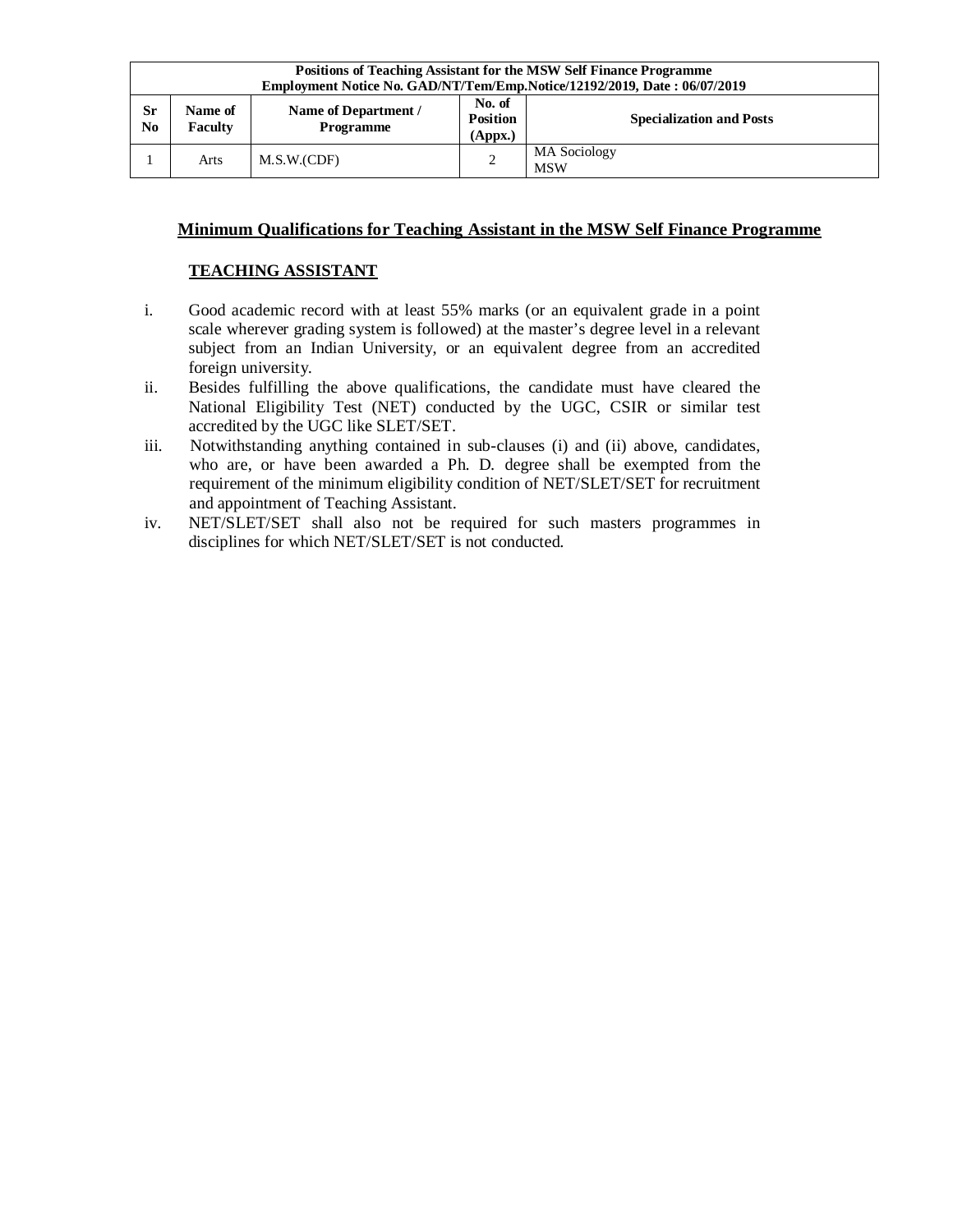| Positions of Teaching Assistant for the MSW Self Finance Programme<br>Employment Notice No. GAD/NT/Tem/Emp.Notice/12192/2019, Date : 06/07/2019 | | | | |
|---|---|---|---|---|
| **Sr No** | **Name of Faculty** | **Name of Department / Programme** | **No. of Position (Appx.)** | **Specialization and Posts** |
| 1 | Arts | M.S.W.(CDF) | 2 | MA Sociology<br>MSW |

## Minimum Qualifications for Teaching Assistant in the MSW Self Finance Programme

### TEACHING ASSISTANT

i. Good academic record with at least 55% marks (or an equivalent grade in a point scale wherever grading system is followed) at the master's degree level in a relevant subject from an Indian University, or an equivalent degree from an accredited foreign university.

ii. Besides fulfilling the above qualifications, the candidate must have cleared the National Eligibility Test (NET) conducted by the UGC, CSIR or similar test accredited by the UGC like SLET/SET.

iii. Notwithstanding anything contained in sub-clauses (i) and (ii) above, candidates, who are, or have been awarded a Ph. D. degree shall be exempted from the requirement of the minimum eligibility condition of NET/SLET/SET for recruitment and appointment of Teaching Assistant.

iv. NET/SLET/SET shall also not be required for such masters programmes in disciplines for which NET/SLET/SET is not conducted.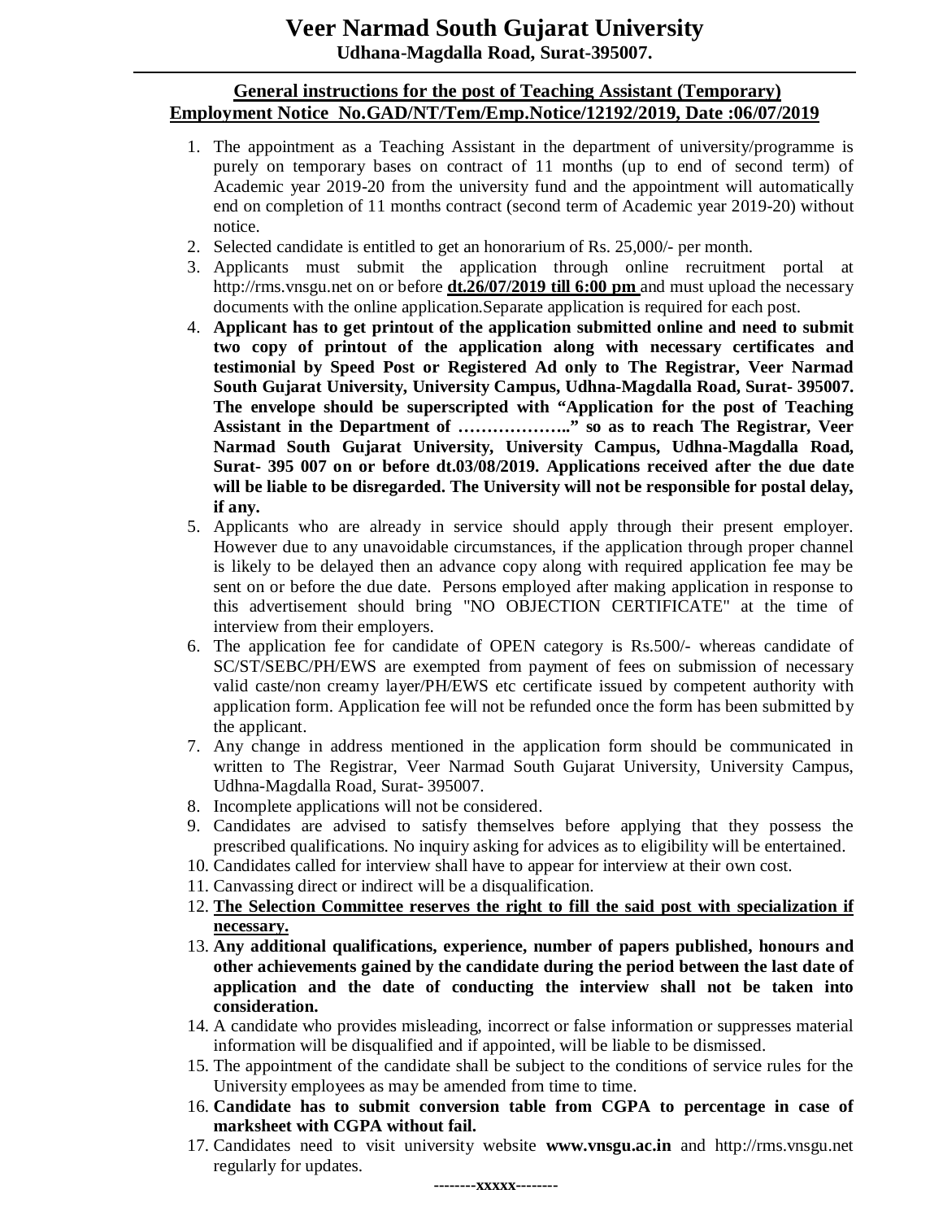# Veer Narmad South Gujarat University

**Udhana-Magdalla Road, Surat-395007.**

---

**General instructions for the post of Teaching Assistant (Temporary)**
**Employment Notice No.GAD/NT/Tem/Emp.Notice/12192/2019, Date :06/07/2019**

1. The appointment as a Teaching Assistant in the department of university/programme is purely on temporary bases on contract of 11 months (up to end of second term) of Academic year 2019-20 from the university fund and the appointment will automatically end on completion of 11 months contract (second term of Academic year 2019-20) without notice.
2. Selected candidate is entitled to get an honorarium of Rs. 25,000/- per month.
3. Applicants must submit the application through online recruitment portal at http://rms.vnsgu.net on or before **dt.26/07/2019 till 6:00 pm** and must upload the necessary documents with the online application.Separate application is required for each post.
4. **Applicant has to get printout of the application submitted online and need to submit two copy of printout of the application along with necessary certificates and testimonial by Speed Post or Registered Ad only to The Registrar, Veer Narmad South Gujarat University, University Campus, Udhna-Magdalla Road, Surat- 395007. The envelope should be superscripted with "Application for the post of Teaching Assistant in the Department of ………………." so as to reach The Registrar, Veer Narmad South Gujarat University, University Campus, Udhna-Magdalla Road, Surat- 395 007 on or before dt.03/08/2019. Applications received after the due date will be liable to be disregarded. The University will not be responsible for postal delay, if any.**
5. Applicants who are already in service should apply through their present employer. However due to any unavoidable circumstances, if the application through proper channel is likely to be delayed then an advance copy along with required application fee may be sent on or before the due date. Persons employed after making application in response to this advertisement should bring "NO OBJECTION CERTIFICATE" at the time of interview from their employers.
6. The application fee for candidate of OPEN category is Rs.500/- whereas candidate of SC/ST/SEBC/PH/EWS are exempted from payment of fees on submission of necessary valid caste/non creamy layer/PH/EWS etc certificate issued by competent authority with application form. Application fee will not be refunded once the form has been submitted by the applicant.
7. Any change in address mentioned in the application form should be communicated in written to The Registrar, Veer Narmad South Gujarat University, University Campus, Udhna-Magdalla Road, Surat- 395007.
8. Incomplete applications will not be considered.
9. Candidates are advised to satisfy themselves before applying that they possess the prescribed qualifications. No inquiry asking for advices as to eligibility will be entertained.
10. Candidates called for interview shall have to appear for interview at their own cost.
11. Canvassing direct or indirect will be a disqualification.
12. **The Selection Committee reserves the right to fill the said post with specialization if necessary.**
13. **Any additional qualifications, experience, number of papers published, honours and other achievements gained by the candidate during the period between the last date of application and the date of conducting the interview shall not be taken into consideration.**
14. A candidate who provides misleading, incorrect or false information or suppresses material information will be disqualified and if appointed, will be liable to be dismissed.
15. The appointment of the candidate shall be subject to the conditions of service rules for the University employees as may be amended from time to time.
16. **Candidate has to submit conversion table from CGPA to percentage in case of marksheet with CGPA without fail.**
17. Candidates need to visit university website **www.vnsgu.ac.in** and http://rms.vnsgu.net regularly for updates.

--------xxxxx--------